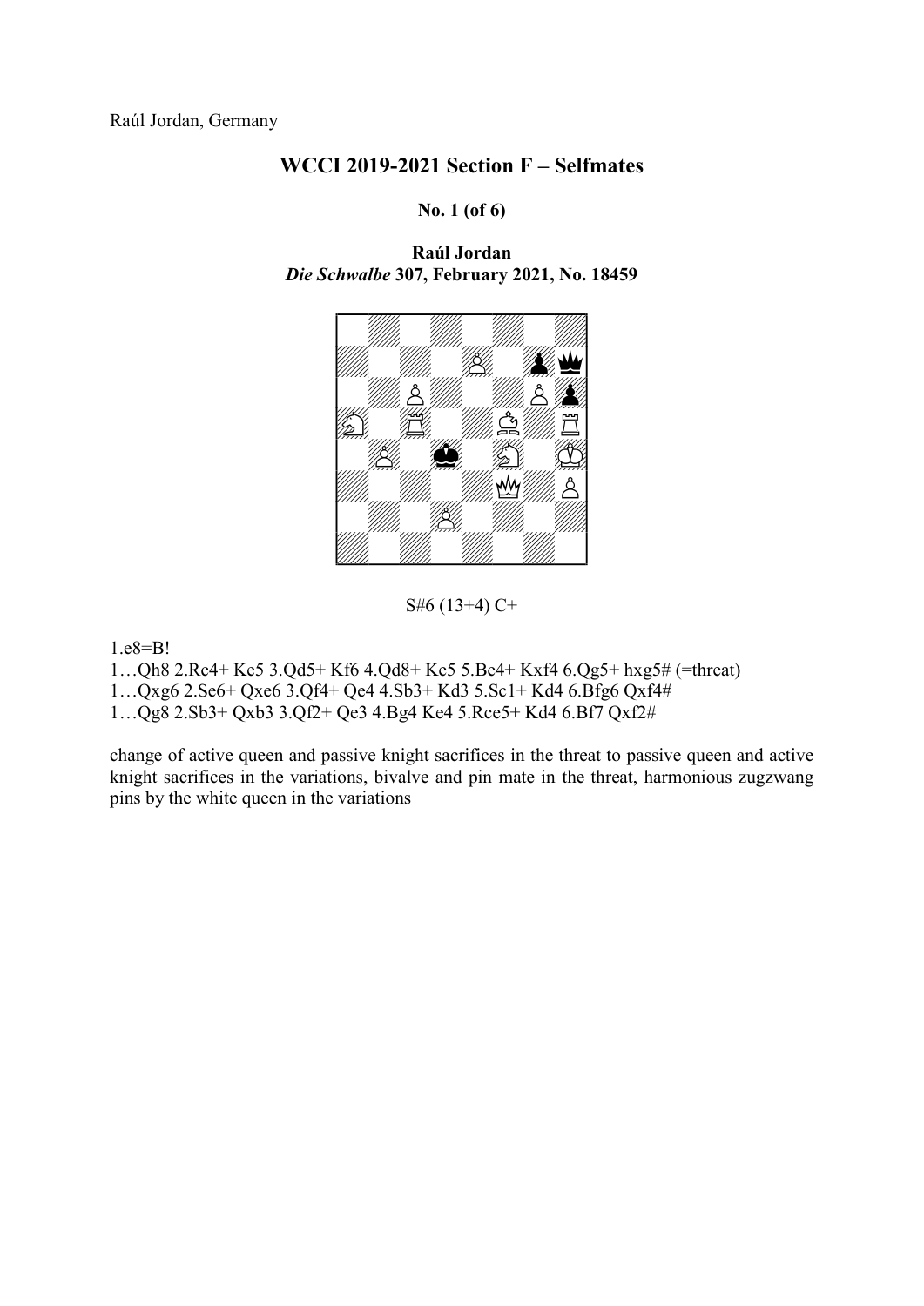Raúl Jordan, Germany

## WCCI 2019-2021 Section F – Selfmates

**No. 1 (of 6)**

**Raúl Jordan**
***Die Schwalbe* 307, February 2021, No. 18459**

S#6 (13+4) C+

1.e8=B!

1…Qh8 2.Rc4+ Ke5 3.Qd5+ Kf6 4.Qd8+ Ke5 5.Be4+ Kxf4 6.Qg5+ hxg5# (=threat)

1…Qxg6 2.Se6+ Qxe6 3.Qf4+ Qe4 4.Sb3+ Kd3 5.Sc1+ Kd4 6.Bfg6 Qxf4#

1…Qg8 2.Sb3+ Qxb3 3.Qf2+ Qe3 4.Bg4 Ke4 5.Rce5+ Kd4 6.Bf7 Qxf2#

change of active queen and passive knight sacrifices in the threat to passive queen and active knight sacrifices in the variations, bivalve and pin mate in the threat, harmonious zugzwang pins by the white queen in the variations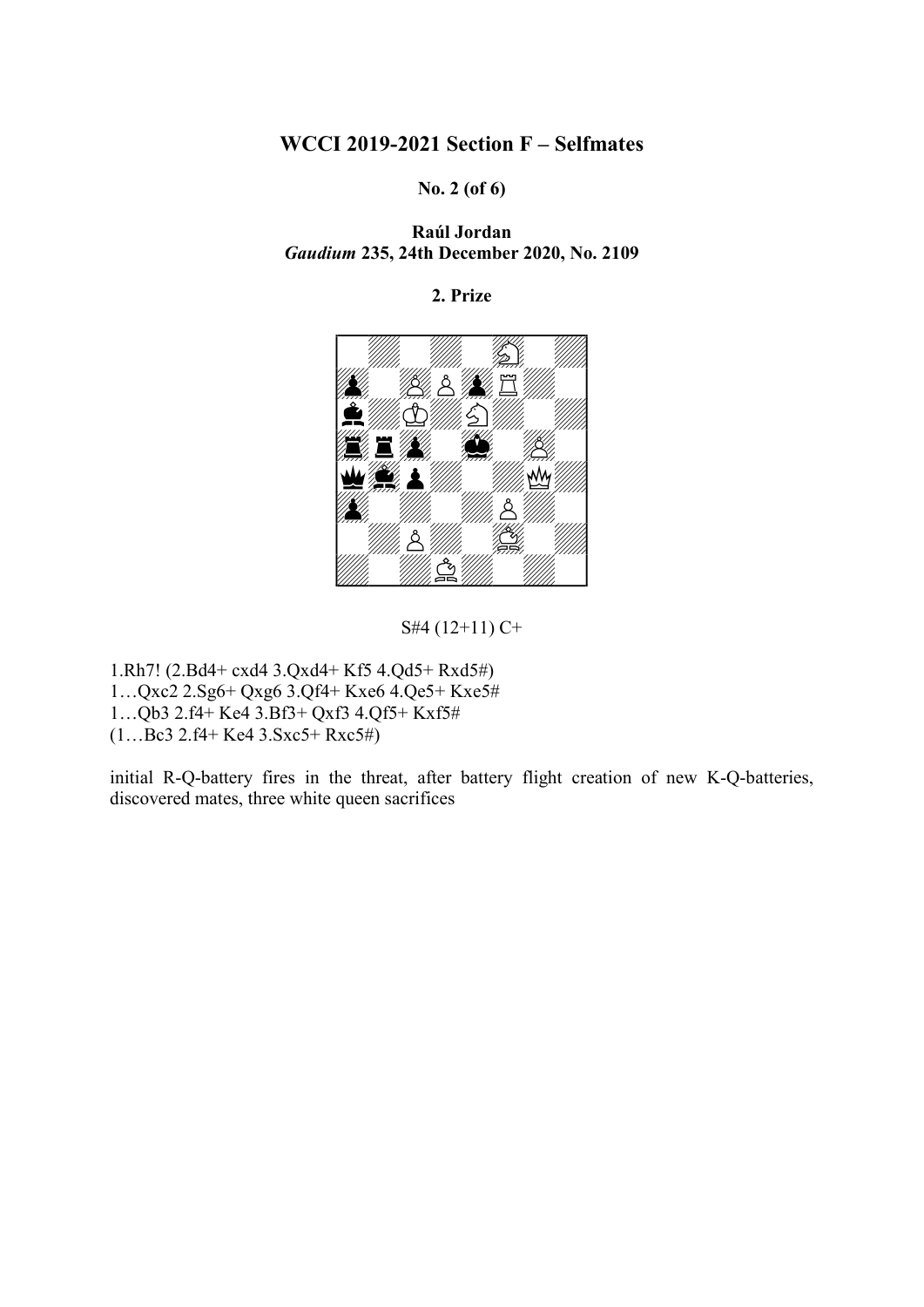# WCCI 2019-2021 Section F – Selfmates

**No. 2 (of 6)**

**Raúl Jordan**
***Gaudium* 235, 24th December 2020, No. 2109**

**2. Prize**

S#4 (12+11) C+

1.Rh7! (2.Bd4+ cxd4 3.Qxd4+ Kf5 4.Qd5+ Rxd5#)
1…Qxc2 2.Sg6+ Qxg6 3.Qf4+ Kxe6 4.Qe5+ Kxe5#
1…Qb3 2.f4+ Ke4 3.Bf3+ Qxf3 4.Qf5+ Kxf5#
(1…Bc3 2.f4+ Ke4 3.Sxc5+ Rxc5#)

initial R-Q-battery fires in the threat, after battery flight creation of new K-Q-batteries, discovered mates, three white queen sacrifices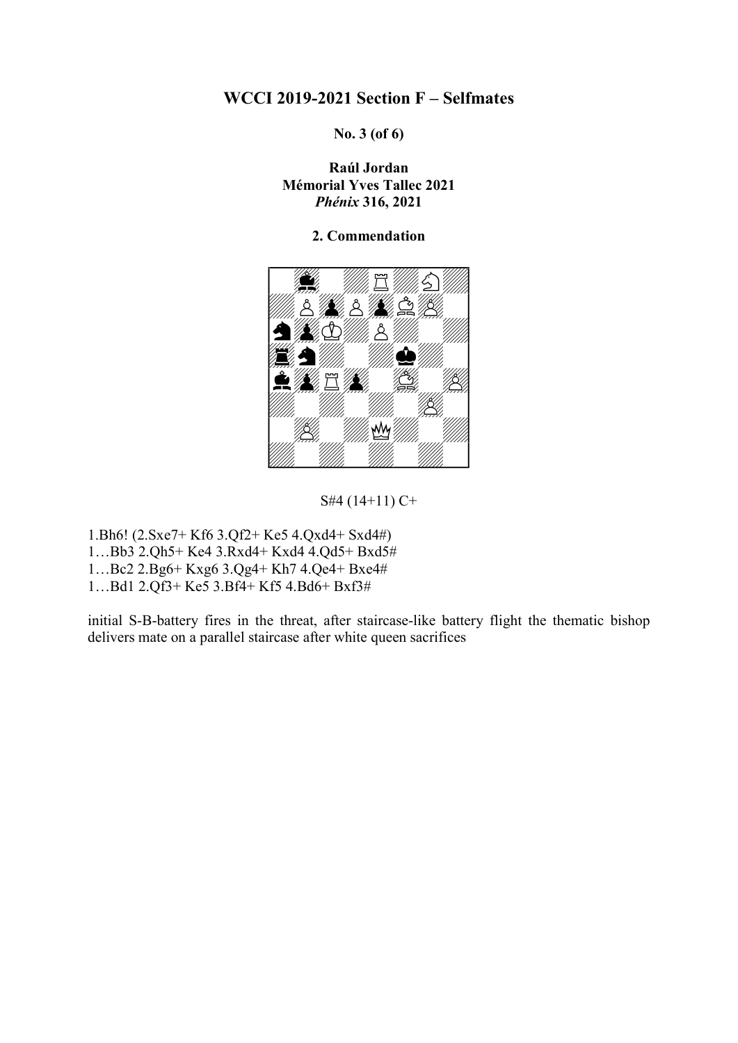# WCCI 2019-2021 Section F – Selfmates

**No. 3 (of 6)**

**Raúl Jordan**
**Mémorial Yves Tallec 2021**
***Phénix* 316, 2021**

**2. Commendation**

S#4 (14+11) C+

1.Bh6! (2.Sxe7+ Kf6 3.Qf2+ Ke5 4.Qxd4+ Sxd4#)
1…Bb3 2.Qh5+ Ke4 3.Rxd4+ Kxd4 4.Qd5+ Bxd5#
1…Bc2 2.Bg6+ Kxg6 3.Qg4+ Kh7 4.Qe4+ Bxe4#
1…Bd1 2.Qf3+ Ke5 3.Bf4+ Kf5 4.Bd6+ Bxf3#

initial S-B-battery fires in the threat, after staircase-like battery flight the thematic bishop delivers mate on a parallel staircase after white queen sacrifices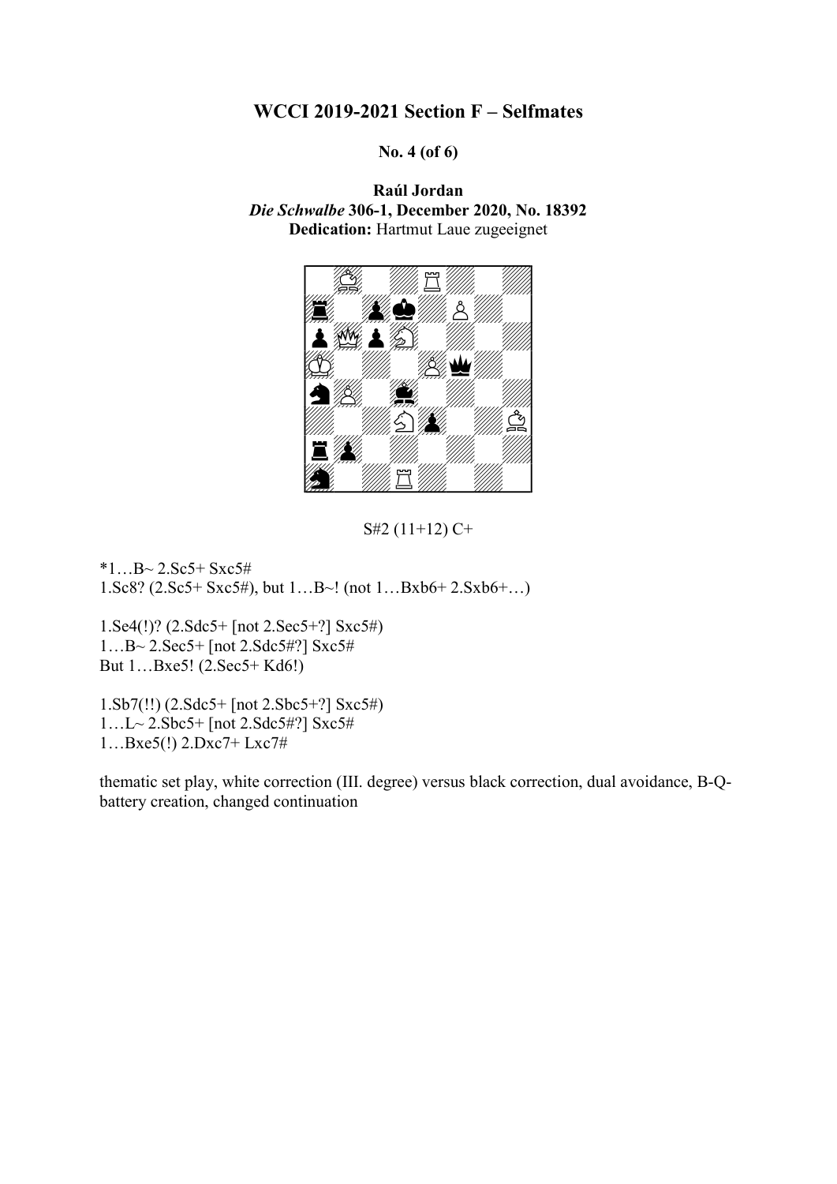# WCCI 2019-2021 Section F – Selfmates

**No. 4 (of 6)**

**Raúl Jordan**
***Die Schwalbe* 306-1, December 2020, No. 18392**
**Dedication:** Hartmut Laue zugeeignet

S#2 (11+12) C+

*1…B~ 2.Sc5+ Sxc5#
1.Sc8? (2.Sc5+ Sxc5#), but 1…B~! (not 1…Bxb6+ 2.Sxb6+…)

1.Se4(!)? (2.Sdc5+ [not 2.Sec5+?] Sxc5#)
1…B~ 2.Sec5+ [not 2.Sdc5#?] Sxc5#
But 1…Bxe5! (2.Sec5+ Kd6!)

1.Sb7(!!) (2.Sdc5+ [not 2.Sbc5+?] Sxc5#)
1…L~ 2.Sbc5+ [not 2.Sdc5#?] Sxc5#
1…Bxe5(!) 2.Dxc7+ Lxc7#

thematic set play, white correction (III. degree) versus black correction, dual avoidance, B-Q-battery creation, changed continuation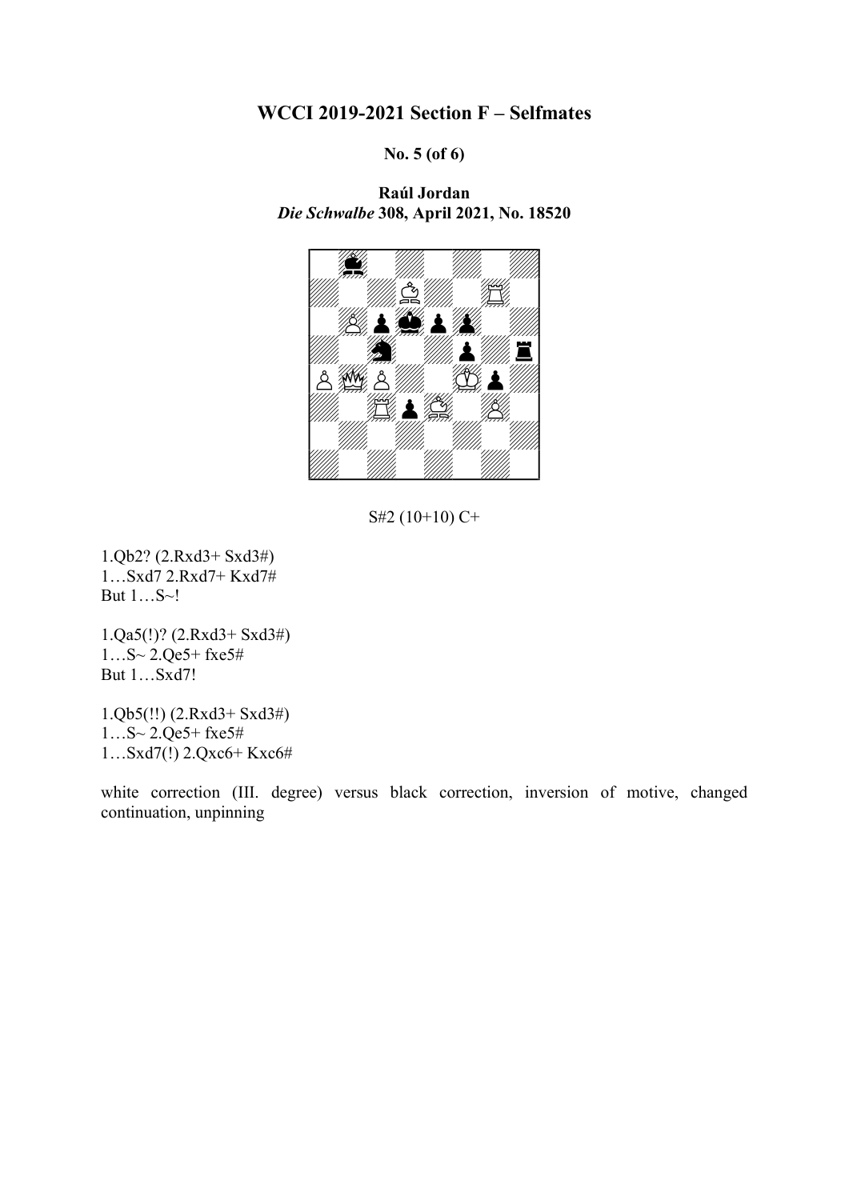# WCCI 2019-2021 Section F – Selfmates

**No. 5 (of 6)**

**Raúl Jordan**
***Die Schwalbe* 308, April 2021, No. 18520**

S#2 (10+10) C+

1.Qb2? (2.Rxd3+ Sxd3#)
1…Sxd7 2.Rxd7+ Kxd7#
But 1…S~!

1.Qa5(!)? (2.Rxd3+ Sxd3#)
1…S~ 2.Qe5+ fxe5#
But 1…Sxd7!

1.Qb5(!!) (2.Rxd3+ Sxd3#)
1…S~ 2.Qe5+ fxe5#
1…Sxd7(!) 2.Qxc6+ Kxc6#

white correction (III. degree) versus black correction, inversion of motive, changed continuation, unpinning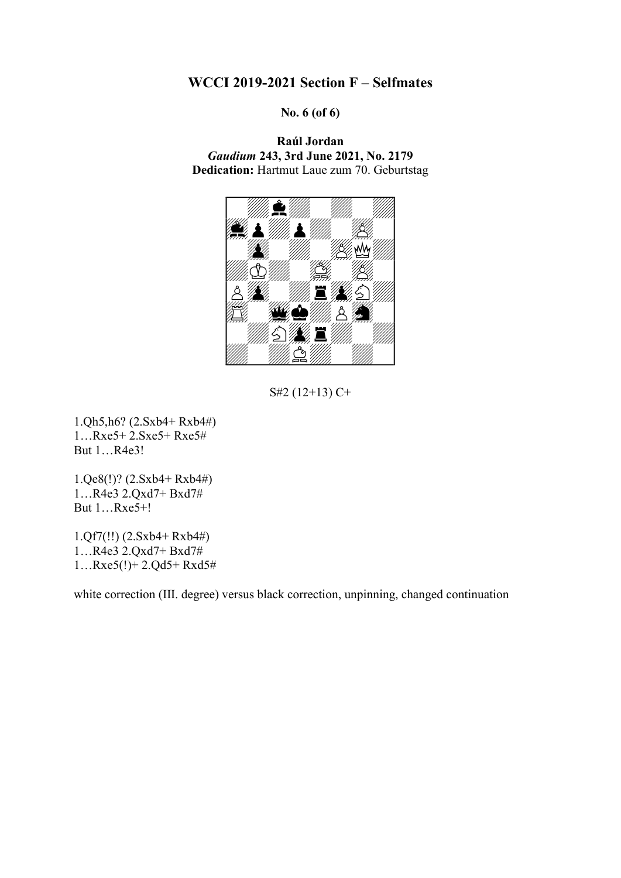# WCCI 2019-2021 Section F – Selfmates

**No. 6 (of 6)**

**Raúl Jordan**
***Gaudium* 243, 3rd June 2021, No. 2179**
**Dedication:** Hartmut Laue zum 70. Geburtstag

S#2 (12+13) C+

1.Qh5,h6? (2.Sxb4+ Rxb4#)
1…Rxe5+ 2.Sxe5+ Rxe5#
But 1…R4e3!

1.Qe8(!)? (2.Sxb4+ Rxb4#)
1…R4e3 2.Qxd7+ Bxd7#
But 1…Rxe5+!

1.Qf7(!!) (2.Sxb4+ Rxb4#)
1…R4e3 2.Qxd7+ Bxd7#
1…Rxe5(!)+ 2.Qd5+ Rxd5#

white correction (III. degree) versus black correction, unpinning, changed continuation